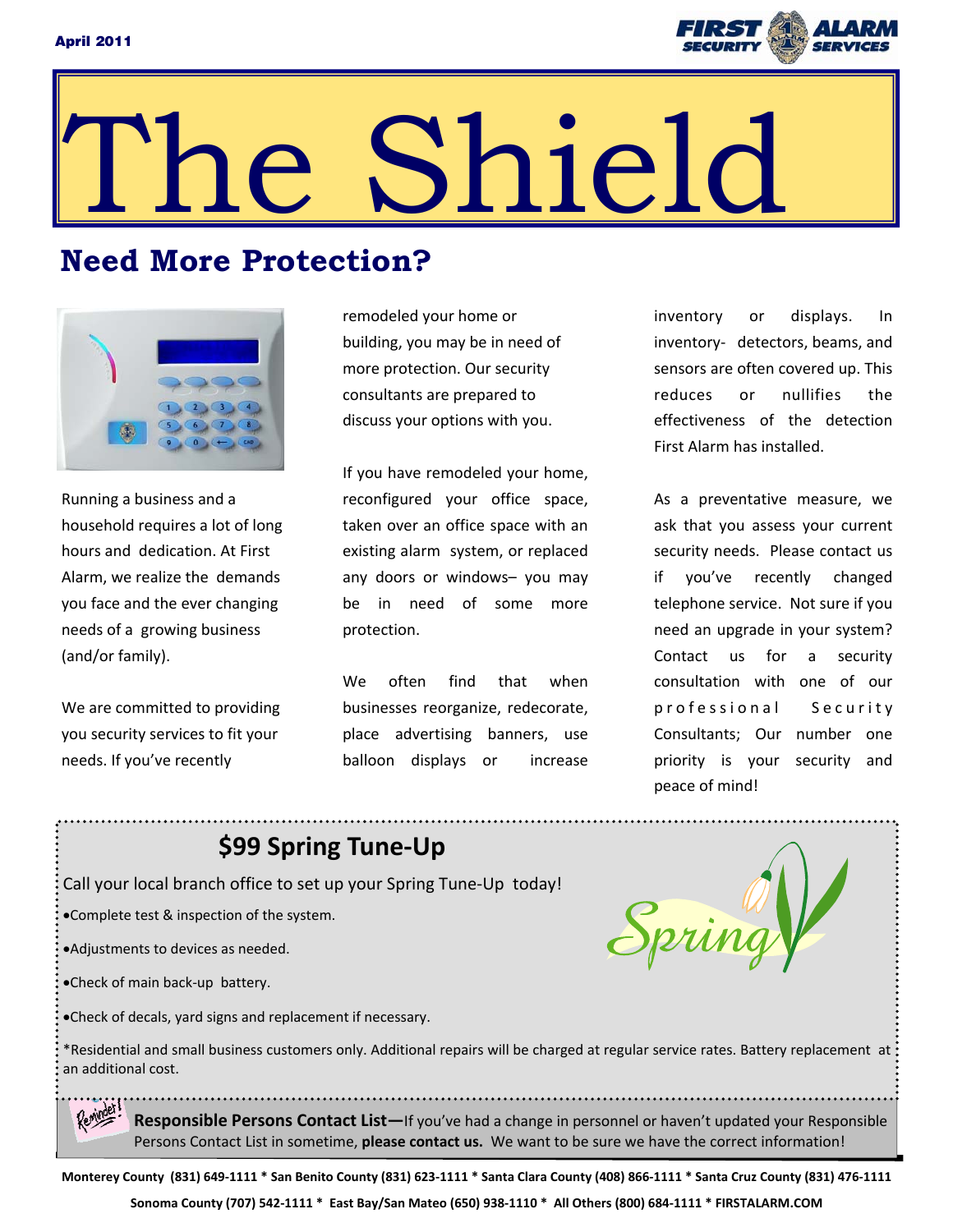April 2011

# The Shield

## Need More Protection?

Running a business and a household requires a lot of long hours and dedication. At First Alarm, we realize the demands you face and the ever changing needs of a growing business (and/or family).

We are committed to providing you security services to fit your needs. If you've recently remodeled your home or building, you may be in need of more protection. Our security consultants are prepared to discuss your options with you.

If you have remodeled your home, reconfigured your office space, taken over an office space with an existing alarm system, or replaced any doors or windows– you may be in need of some more protection.

We often find that when businesses reorganize, redecorate, place advertising banners, use balloon displays or increase inventory or displays. In inventory- detectors, beams, and sensors are often covered up. This reduces or nullifies the effectiveness of the detection First Alarm has installed.

As a preventative measure, we ask that you assess your current security needs. Please contact us if you've recently changed telephone service. Not sure if you need an upgrade in your system? Contact us for a security consultation with one of our professional Security Consultants; Our number one priority is your security and peace of mind!

## $99 Spring Tune-Up

Call your local branch office to set up your Spring Tune-Up today!

- Complete test & inspection of the system.
- Adjustments to devices as needed.
- Check of main back-up battery.
- Check of decals, yard signs and replacement if necessary.

*Residential and small business customers only. Additional repairs will be charged at regular service rates. Battery replacement at an additional cost.

**Responsible Persons Contact List—**If you've had a change in personnel or haven't updated your Responsible Persons Contact List in sometime, **please contact us.** We want to be sure we have the correct information!

**Monterey County (831) 649-1111 * San Benito County (831) 623-1111 * Santa Clara County (408) 866-1111 * Santa Cruz County (831) 476-1111**

**Sonoma County (707) 542-1111 * East Bay/San Mateo (650) 938-1110 * All Others (800) 684-1111 * FIRSTALARM.COM**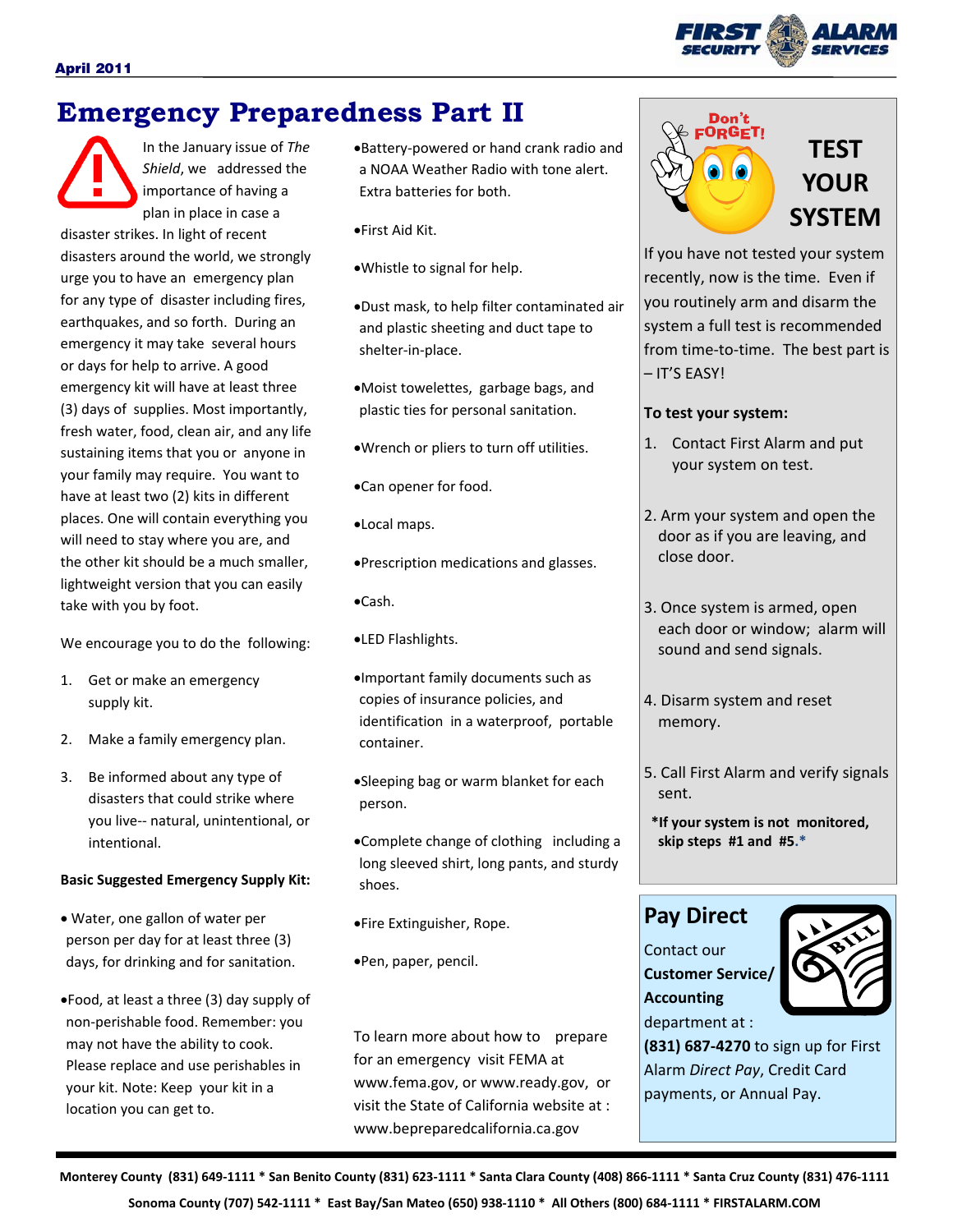April 2011

# Emergency Preparedness Part II

In the January issue of *The Shield*, we addressed the importance of having a plan in place in case a disaster strikes. In light of recent disasters around the world, we strongly urge you to have an emergency plan for any type of disaster including fires, earthquakes, and so forth. During an emergency it may take several hours or days for help to arrive. A good emergency kit will have at least three (3) days of supplies. Most importantly, fresh water, food, clean air, and any life sustaining items that you or anyone in your family may require. You want to have at least two (2) kits in different places. One will contain everything you will need to stay where you are, and the other kit should be a much smaller, lightweight version that you can easily take with you by foot.

We encourage you to do the following:

1. Get or make an emergency supply kit.
2. Make a family emergency plan.
3. Be informed about any type of disasters that could strike where you live-- natural, unintentional, or intentional.

**Basic Suggested Emergency Supply Kit:**

- Water, one gallon of water per person per day for at least three (3) days, for drinking and for sanitation.
- Food, at least a three (3) day supply of non-perishable food. Remember: you may not have the ability to cook. Please replace and use perishables in your kit. Note: Keep your kit in a location you can get to.
- Battery-powered or hand crank radio and a NOAA Weather Radio with tone alert. Extra batteries for both.
- First Aid Kit.
- Whistle to signal for help.
- Dust mask, to help filter contaminated air and plastic sheeting and duct tape to shelter-in-place.
- Moist towelettes, garbage bags, and plastic ties for personal sanitation.
- Wrench or pliers to turn off utilities.
- Can opener for food.
- Local maps.
- Prescription medications and glasses.
- Cash.
- LED Flashlights.
- Important family documents such as copies of insurance policies, and identification in a waterproof, portable container.
- Sleeping bag or warm blanket for each person.
- Complete change of clothing including a long sleeved shirt, long pants, and sturdy shoes.
- Fire Extinguisher, Rope.
- Pen, paper, pencil.

To learn more about how to prepare for an emergency visit FEMA at www.fema.gov, or www.ready.gov, or visit the State of California website at : www.bepreparedcalifornia.ca.gov

## Don't Forget! TEST YOUR SYSTEM

If you have not tested your system recently, now is the time. Even if you routinely arm and disarm the system a full test is recommended from time-to-time. The best part is – IT'S EASY!

**To test your system:**

1. Contact First Alarm and put your system on test.
2. Arm your system and open the door as if you are leaving, and close door.
3. Once system is armed, open each door or window; alarm will sound and send signals.
4. Disarm system and reset memory.
5. Call First Alarm and verify signals sent.

**\*If your system is not monitored, skip steps #1 and #5.\***

## Pay Direct

Contact our **Customer Service/ Accounting** department at : **(831) 687-4270** to sign up for First Alarm *Direct Pay*, Credit Card payments, or Annual Pay.

**Monterey County (831) 649-1111 * San Benito County (831) 623-1111 * Santa Clara County (408) 866-1111 * Santa Cruz County (831) 476-1111**

**Sonoma County (707) 542-1111 * East Bay/San Mateo (650) 938-1110 * All Others (800) 684-1111 * FIRSTALARM.COM**